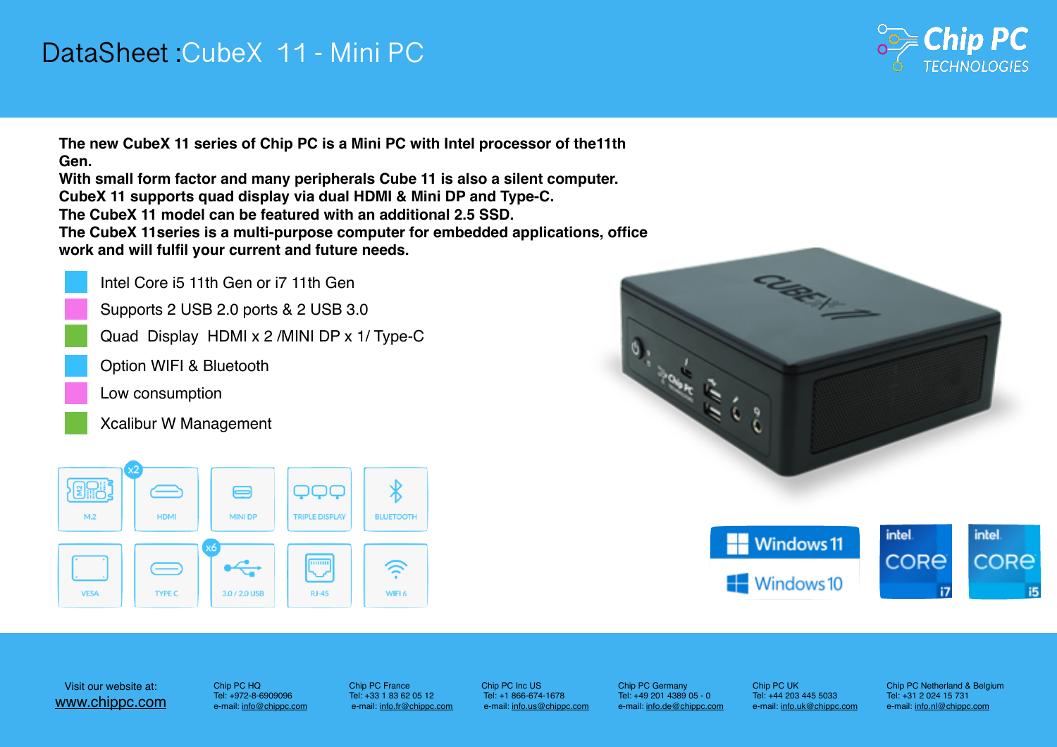# DataSheet :CubeX 11 - Mini PC

Chip PC TECHNOLOGIES

**The new CubeX 11 series of Chip PC is a Mini PC with Intel processor of the11th Gen.**
**With small form factor and many peripherals Cube 11 is also a silent computer.**
**CubeX 11 supports quad display via dual HDMI & Mini DP and Type-C.**
**The CubeX 11 model can be featured with an additional 2.5 SSD.**
**The CubeX 11series is a multi-purpose computer for embedded applications, office work and will fulfil your current and future needs.**

- Intel Core i5 11th Gen or i7 11th Gen
- Supports 2 USB 2.0 ports & 2 USB 3.0
- Quad Display HDMI x 2 /MINI DP x 1/ Type-C
- Option WIFI & Bluetooth
- Low consumption
- Xcalibur W Management

M.2 | HDMI (x2) | MINI DP | TRIPLE DISPLAY | BLUETOOTH

VESA | TYPE C | 3.0 / 2.0 USB (x6) | RJ-45 | WIFI 6

Windows 11 | Windows 10 | intel CORE i7 | intel CORE i5

Visit our website at: www.chippc.com

| Office | Tel | e-mail |
|---|---|---|
| Chip PC HQ | +972-8-6909096 | info@chippc.com |
| Chip PC France | +33 1 83 62 05 12 | info.fr@chippc.com |
| Chip PC Inc US | +1 866-674-1678 | info.us@chippc.com |
| Chip PC Germany | +49 201 4389 05 - 0 | info.de@chippc.com |
| Chip PC UK | +44 203 445 5033 | info.uk@chippc.com |
| Chip PC Netherland & Belgium | +31 2 024 15 731 | info.nl@chippc.com |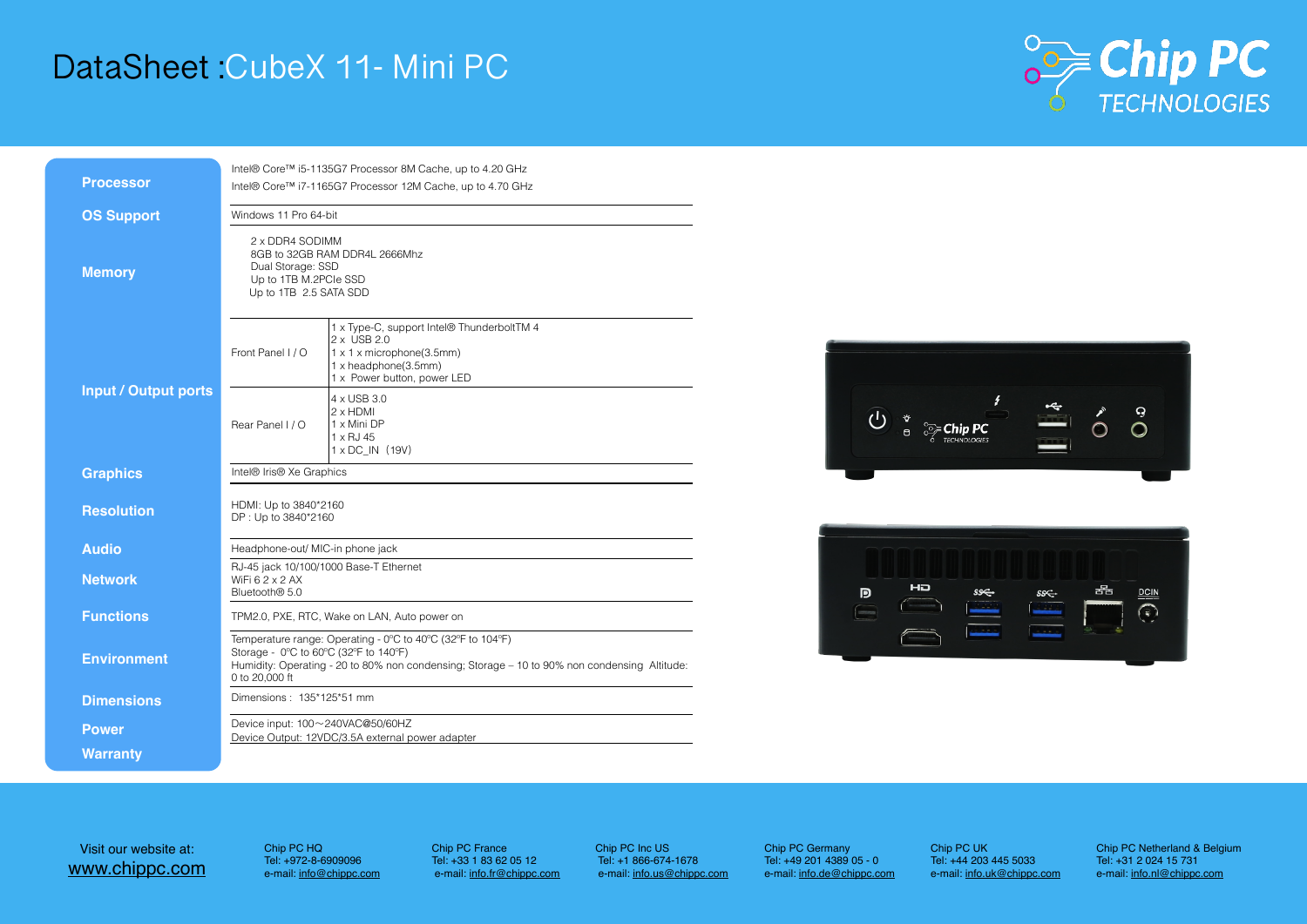# DataSheet :CubeX 11- Mini PC

Chip PC TECHNOLOGIES

| | | |
|---|---|---|
| **Processor** | Intel® Core™ i5-1135G7 Processor 8M Cache, up to 4.20 GHz<br>Intel® Core™ i7-1165G7 Processor 12M Cache, up to 4.70 GHz | |
| **OS Support** | Windows 11 Pro 64-bit | |
| **Memory** | 2 x DDR4 SODIMM<br>8GB to 32GB RAM DDR4L 2666Mhz<br>Dual Storage: SSD<br>Up to 1TB M.2PCIe SSD<br>Up to 1TB 2.5 SATA SDD | |
| **Input / Output ports** | Front Panel I / O | 1 x Type-C, support Intel® ThunderboltTM 4<br>2 x USB 2.0<br>1 x 1 x microphone(3.5mm)<br>1 x headphone(3.5mm)<br>1 x Power button, power LED |
| | Rear Panel I / O | 4 x USB 3.0<br>2 x HDMI<br>1 x Mini DP<br>1 x RJ 45<br>1 x DC_IN (19V) |
| **Graphics** | Intel® Iris® Xe Graphics | |
| **Resolution** | HDMI: Up to 3840*2160<br>DP : Up to 3840*2160 | |
| **Audio** | Headphone-out/ MIC-in phone jack | |
| **Network** | RJ-45 jack 10/100/1000 Base-T Ethernet<br>WiFi 6 2 x 2 AX<br>Bluetooth® 5.0 | |
| **Functions** | TPM2.0, PXE, RTC, Wake on LAN, Auto power on | |
| **Environment** | Temperature range: Operating - 0ºC to 40ºC (32ºF to 104ºF)<br>Storage - 0ºC to 60ºC (32ºF to 140ºF)<br>Humidity: Operating - 20 to 80% non condensing; Storage – 10 to 90% non condensing Altitude: 0 to 20,000 ft | |
| **Dimensions** | Dimensions : 135*125*51 mm | |
| **Power** | Device input: 100～240VAC@50/60HZ<br>Device Output: 12VDC/3.5A external power adapter | |
| **Warranty** | | |

Visit our website at: www.chippc.com

Chip PC HQ
Tel: +972-8-6909096
e-mail: info@chippc.com

Chip PC France
Tel: +33 1 83 62 05 12
e-mail: info.fr@chippc.com

Chip PC Inc US
Tel: +1 866-674-1678
e-mail: info.us@chippc.com

Chip PC Germany
Tel: +49 201 4389 05 - 0
e-mail: info.de@chippc.com

Chip PC UK
Tel: +44 203 445 5033
e-mail: info.uk@chippc.com

Chip PC Netherland & Belgium
Tel: +31 2 024 15 731
e-mail: info.nl@chippc.com